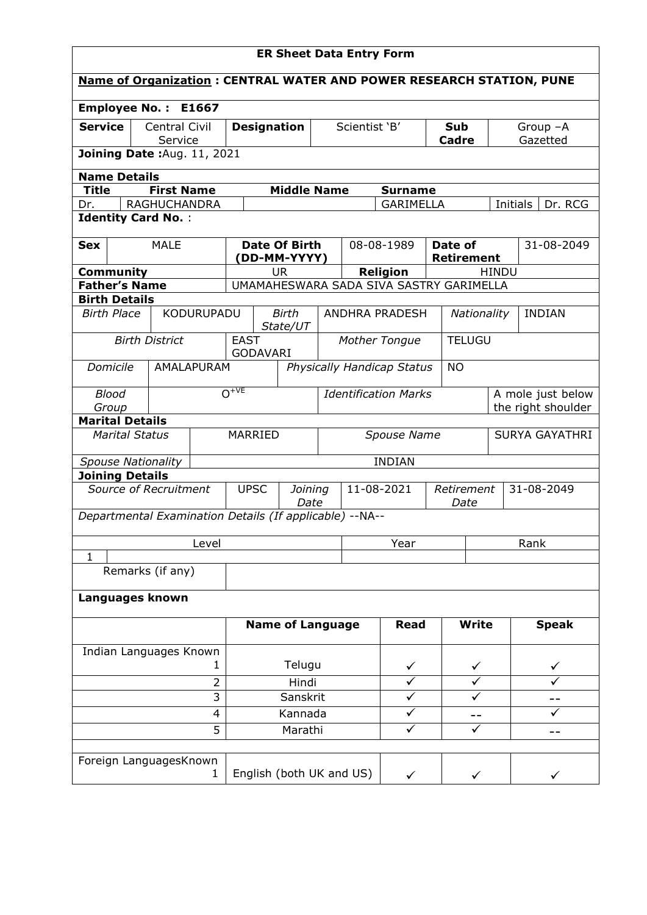# ER Sheet Data Entry Form

**Name of Organization : CENTRAL WATER AND POWER RESEARCH STATION, PUNE**

**Employee No. : E1667**

| **Service** | Central Civil Service | **Designation** | Scientist 'B' | **Sub Cadre** | Group –A Gazetted |
|---|---|---|---|---|---|

**Joining Date :** Aug. 11, 2021

**Name Details**

| **Title** | **First Name** | **Middle Name** | **Surname** | | |
|---|---|---|---|---|---|
| Dr. | RAGHUCHANDRA | | GARIMELLA | Initials | Dr. RCG |

**Identity Card No.** :

| **Sex** | MALE | **Date Of Birth (DD-MM-YYYY)** | 08-08-1989 | **Date of Retirement** | 31-08-2049 |
|---|---|---|---|---|---|
| **Community** | | UR | **Religion** | HINDU | |
| **Father's Name** | UMAMAHESWARA SADA SIVA SASTRY GARIMELLA | | | | |

**Birth Details**

| *Birth Place* | KODURUPADU | *Birth State/UT* | ANDHRA PRADESH | *Nationality* | INDIAN |
|---|---|---|---|---|---|
| *Birth District* | EAST GODAVARI | *Mother Tongue* | TELUGU | | |
| *Domicile* | AMALAPURAM | *Physically Handicap Status* | NO | | |
| *Blood Group* | $O^{+VE}$ | *Identification Marks* | A mole just below the right shoulder | | |

**Marital Details**

| *Marital Status* | MARRIED | *Spouse Name* | SURYA GAYATHRI |
|---|---|---|---|
| *Spouse Nationality* | INDIAN | | |

**Joining Details**

| *Source of Recruitment* | UPSC | *Joining Date* | 11-08-2021 | *Retirement Date* | 31-08-2049 |
|---|---|---|---|---|---|

*Departmental Examination Details (If applicable)* --NA--

| | Level | Year | Rank |
|---|---|---|---|
| 1 | | | |

| Remarks (if any) | |
|---|---|

**Languages known**

| | **Name of Language** | **Read** | **Write** | **Speak** |
|---|---|---|---|---|
| Indian Languages Known 1 | Telugu | ✓ | ✓ | ✓ |
| 2 | Hindi | ✓ | ✓ | ✓ |
| 3 | Sanskrit | ✓ | ✓ | -- |
| 4 | Kannada | ✓ | -- | ✓ |
| 5 | Marathi | ✓ | ✓ | -- |
| | | | | |
| Foreign LanguagesKnown 1 | English (both UK and US) | ✓ | ✓ | ✓ |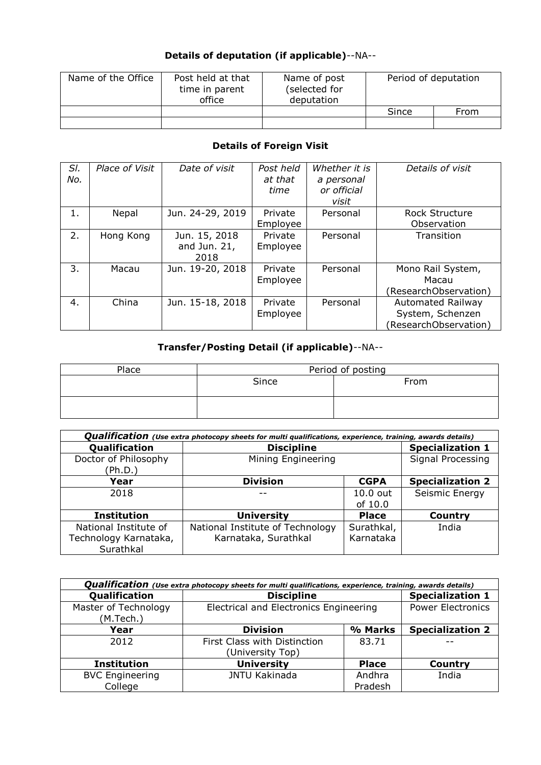### Details of deputation (if applicable)--NA--

| Name of the Office | Post held at that time in parent office | Name of post (selected for deputation | Period of deputation | |
|---|---|---|---|---|
| | | | Since | From |
| | | | | |

### Details of Foreign Visit

| *Sl. No.* | *Place of Visit* | *Date of visit* | *Post held at that time* | *Whether it is a personal or official visit* | *Details of visit* |
|---|---|---|---|---|---|
| 1. | Nepal | Jun. 24-29, 2019 | Private Employee | Personal | Rock Structure Observation |
| 2. | Hong Kong | Jun. 15, 2018 and Jun. 21, 2018 | Private Employee | Personal | Transition |
| 3. | Macau | Jun. 19-20, 2018 | Private Employee | Personal | Mono Rail System, Macau (ResearchObservation) |
| 4. | China | Jun. 15-18, 2018 | Private Employee | Personal | Automated Railway System, Schenzen (ResearchObservation) |

### Transfer/Posting Detail (if applicable)--NA--

| Place | Period of posting | |
|---|---|---|
| | Since | From |
| | | |

| ***Qualification*** *(Use extra photocopy sheets for multi qualifications, experience, training, awards details)* | | | |
|---|---|---|---|
| **Qualification** | **Discipline** | | **Specialization 1** |
| Doctor of Philosophy (Ph.D.) | Mining Engineering | | Signal Processing |
| **Year** | **Division** | **CGPA** | **Specialization 2** |
| 2018 | -- | 10.0 out of 10.0 | Seismic Energy |
| **Institution** | **University** | **Place** | **Country** |
| National Institute of Technology Karnataka, Surathkal | National Institute of Technology Karnataka, Surathkal | Surathkal, Karnataka | India |

| ***Qualification*** *(Use extra photocopy sheets for multi qualifications, experience, training, awards details)* | | | |
|---|---|---|---|
| **Qualification** | **Discipline** | | **Specialization 1** |
| Master of Technology (M.Tech.) | Electrical and Electronics Engineering | | Power Electronics |
| **Year** | **Division** | **% Marks** | **Specialization 2** |
| 2012 | First Class with Distinction (University Top) | 83.71 | -- |
| **Institution** | **University** | **Place** | **Country** |
| BVC Engineering College | JNTU Kakinada | Andhra Pradesh | India |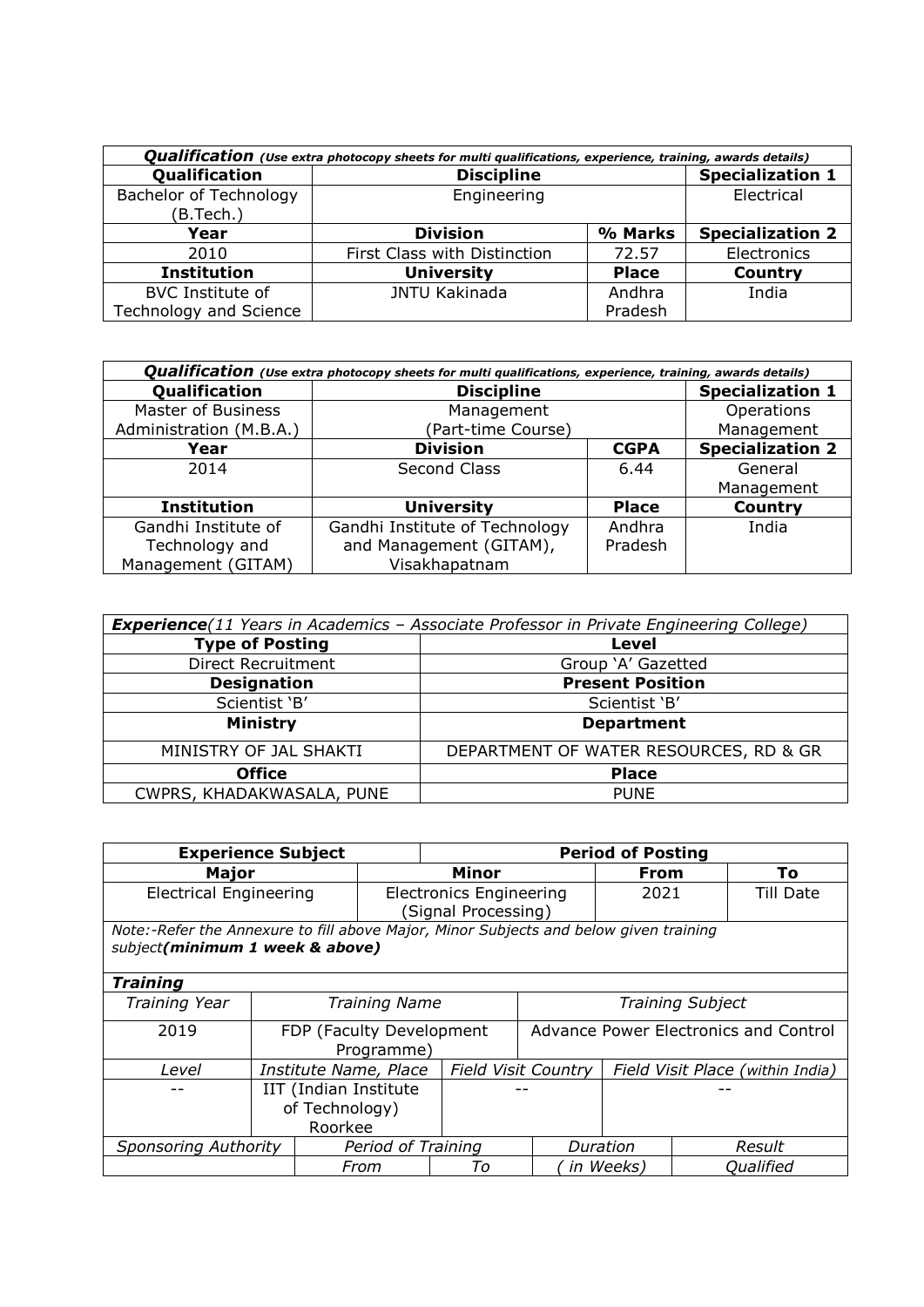| ***Qualification*** *(Use extra photocopy sheets for multi qualifications, experience, training, awards details)* | | | |
|---|---|---|---|
| **Qualification** | **Discipline** | | **Specialization 1** |
| Bachelor of Technology (B.Tech.) | Engineering | | Electrical |
| **Year** | **Division** | **% Marks** | **Specialization 2** |
| 2010 | First Class with Distinction | 72.57 | Electronics |
| **Institution** | **University** | **Place** | **Country** |
| BVC Institute of Technology and Science | JNTU Kakinada | Andhra Pradesh | India |

| ***Qualification*** *(Use extra photocopy sheets for multi qualifications, experience, training, awards details)* | | | |
|---|---|---|---|
| **Qualification** | **Discipline** | | **Specialization 1** |
| Master of Business Administration (M.B.A.) | Management (Part-time Course) | | Operations Management |
| **Year** | **Division** | **CGPA** | **Specialization 2** |
| 2014 | Second Class | 6.44 | General Management |
| **Institution** | **University** | **Place** | **Country** |
| Gandhi Institute of Technology and Management (GITAM) | Gandhi Institute of Technology and Management (GITAM), Visakhapatnam | Andhra Pradesh | India |

| ***Experience****(11 Years in Academics – Associate Professor in Private Engineering College)* | |
|---|---|
| **Type of Posting** | **Level** |
| Direct Recruitment | Group 'A' Gazetted |
| **Designation** | **Present Position** |
| Scientist 'B' | Scientist 'B' |
| **Ministry** | **Department** |
| MINISTRY OF JAL SHAKTI | DEPARTMENT OF WATER RESOURCES, RD & GR |
| **Office** | **Place** |
| CWPRS, KHADAKWASALA, PUNE | PUNE |

| **Experience Subject** | | **Period of Posting** | |
|---|---|---|---|
| **Major** | **Minor** | **From** | **To** |
| Electrical Engineering | Electronics Engineering (Signal Processing) | 2021 | Till Date |

*Note:-Refer the Annexure to fill above Major, Minor Subjects and below given training subject**(minimum 1 week & above)***

***Training***

| *Training Year* | *Training Name* | | *Training Subject* | |
|---|---|---|---|---|
| 2019 | FDP (Faculty Development Programme) | | Advance Power Electronics and Control | |
| *Level* | *Institute Name, Place* | *Field Visit Country* | *Field Visit Place (within India)* | |
| -- | IIT (Indian Institute of Technology) Roorkee | -- | -- | |
| *Sponsoring Authority* | *Period of Training* | | *Duration* | *Result* |
| | *From* | *To* | *( in Weeks)* | *Qualified* |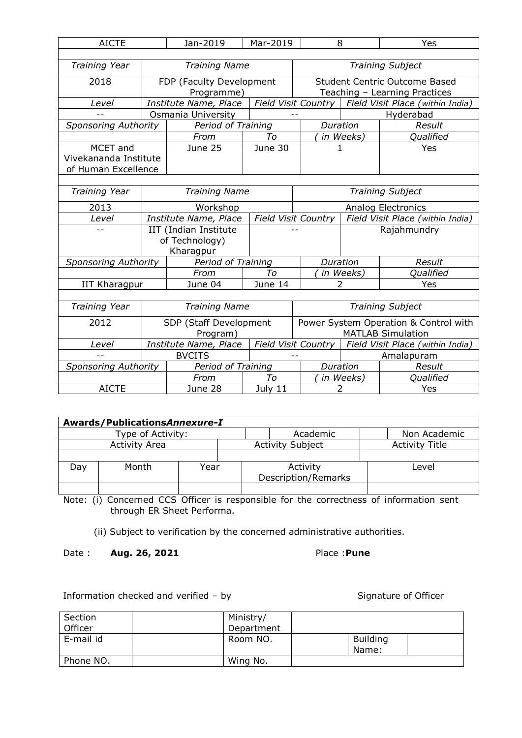| AICTE | Jan-2019 | Mar-2019 | 8 | Yes |
|---|---|---|---|---|

| *Training Year* | *Training Name* | | *Training Subject* | |
|---|---|---|---|---|
| 2018 | FDP (Faculty Development Programme) | | Student Centric Outcome Based Teaching – Learning Practices | |
| *Level* | *Institute Name, Place* | *Field Visit Country* | *Field Visit Place (within India)* | |
| -- | Osmania University | -- | Hyderabad | |
| *Sponsoring Authority* | *Period of Training* | | *Duration* | *Result* |
| | *From* | *To* | *( in Weeks)* | *Qualified* |
| MCET and Vivekananda Institute of Human Excellence | June 25 | June 30 | 1 | Yes |

| *Training Year* | *Training Name* | | *Training Subject* | |
|---|---|---|---|---|
| 2013 | Workshop | | Analog Electronics | |
| *Level* | *Institute Name, Place* | *Field Visit Country* | *Field Visit Place (within India)* | |
| -- | IIT (Indian Institute of Technology) Kharagpur | -- | Rajahmundry | |
| *Sponsoring Authority* | *Period of Training* | | *Duration* | *Result* |
| | *From* | *To* | *( in Weeks)* | *Qualified* |
| IIT Kharagpur | June 04 | June 14 | 2 | Yes |

| *Training Year* | *Training Name* | | *Training Subject* | |
|---|---|---|---|---|
| 2012 | SDP (Staff Development Program) | | Power System Operation & Control with MATLAB Simulation | |
| *Level* | *Institute Name, Place* | *Field Visit Country* | *Field Visit Place (within India)* | |
| -- | BVCITS | -- | Amalapuram | |
| *Sponsoring Authority* | *Period of Training* | | *Duration* | *Result* |
| | *From* | *To* | *( in Weeks)* | *Qualified* |
| AICTE | June 28 | July 11 | 2 | Yes |

| **Awards/Publications*Annexure-I*** | | | | | |
|---|---|---|---|---|---|
| Type of Activity: | | | | Academic | Non Academic |
| Activity Area | | | Activity Subject | | Activity Title |
| | | | | | |
| Day | Month | Year | Activity Description/Remarks | | Level |
| | | | | | |

Note: (i) Concerned CCS Officer is responsible for the correctness of information sent through ER Sheet Performa.

(ii) Subject to verification by the concerned administrative authorities.

Date : **Aug. 26, 2021** Place :**Pune**

Information checked and verified – by Signature of Officer

| Section Officer | | Ministry/ Department | | | |
|---|---|---|---|---|---|
| E-mail id | | Room NO. | | Building Name: | |
| Phone NO. | | Wing No. | | | |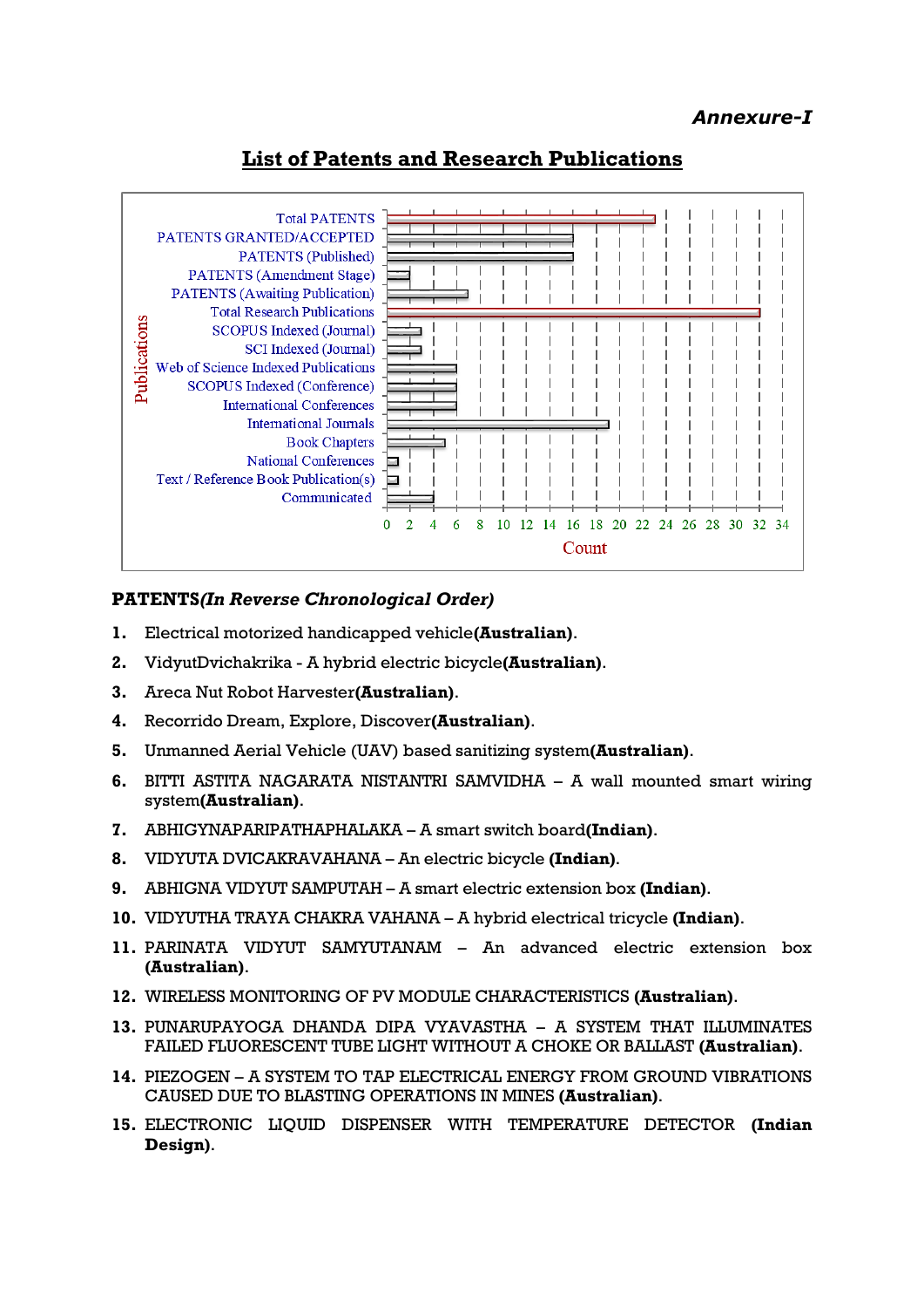*Annexure-I*

## List of Patents and Research Publications

**PATENTS** ***(In Reverse Chronological Order)***

1. Electrical motorized handicapped vehicle **(Australian)**.
2. VidyutDvichakrika - A hybrid electric bicycle **(Australian)**.
3. Areca Nut Robot Harvester **(Australian)**.
4. Recorrido Dream, Explore, Discover **(Australian)**.
5. Unmanned Aerial Vehicle (UAV) based sanitizing system **(Australian)**.
6. BITTI ASTITA NAGARATA NISTANTRI SAMVIDHA – A wall mounted smart wiring system **(Australian)**.
7. ABHIGYNAPARIPATHAPHALAKA – A smart switch board **(Indian)**.
8. VIDYUTA DVICAKRAVAHANA – An electric bicycle **(Indian)**.
9. ABHIGNA VIDYUT SAMPUTAH – A smart electric extension box **(Indian)**.
10. VIDYUTHA TRAYA CHAKRA VAHANA – A hybrid electrical tricycle **(Indian)**.
11. PARINATA VIDYUT SAMYUTANAM – An advanced electric extension box **(Australian)**.
12. WIRELESS MONITORING OF PV MODULE CHARACTERISTICS **(Australian)**.
13. PUNARUPAYOGA DHANDA DIPA VYAVASTHA – A SYSTEM THAT ILLUMINATES FAILED FLUORESCENT TUBE LIGHT WITHOUT A CHOKE OR BALLAST **(Australian)**.
14. PIEZOGEN – A SYSTEM TO TAP ELECTRICAL ENERGY FROM GROUND VIBRATIONS CAUSED DUE TO BLASTING OPERATIONS IN MINES **(Australian)**.
15. ELECTRONIC LIQUID DISPENSER WITH TEMPERATURE DETECTOR **(Indian Design)**.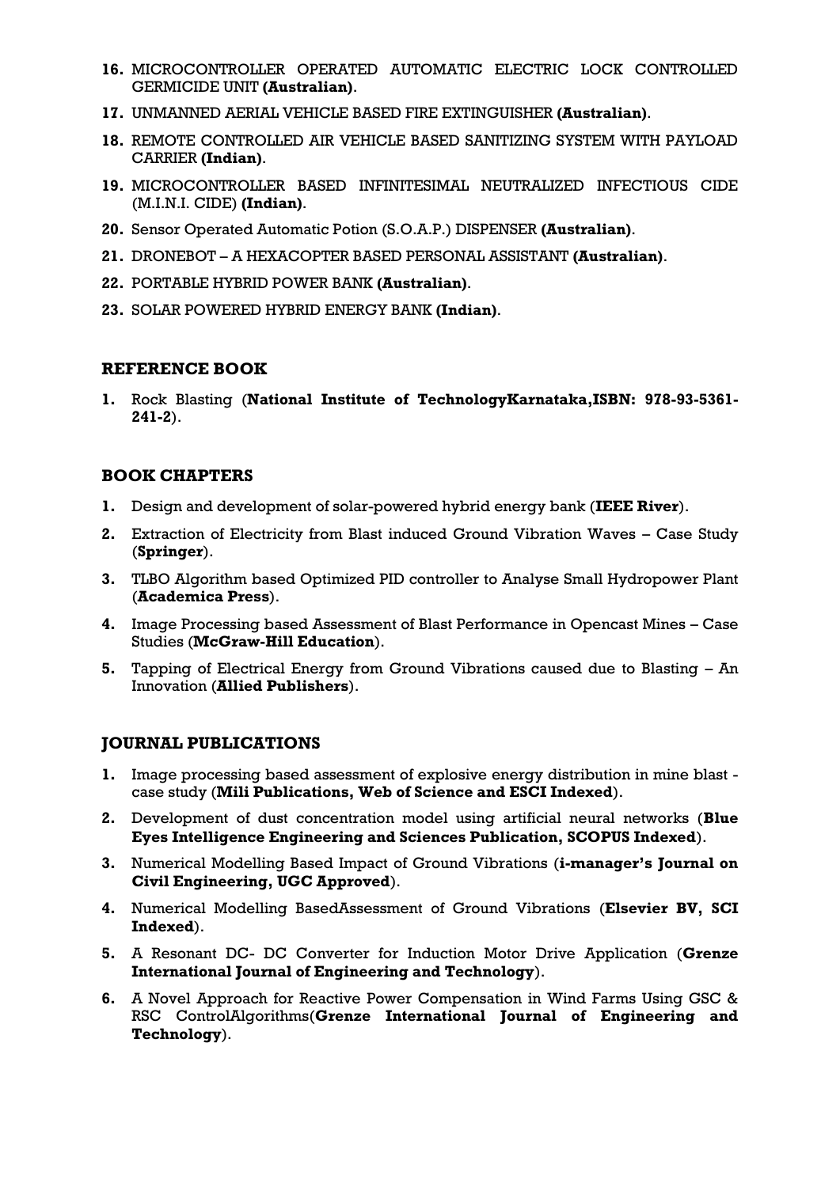16. MICROCONTROLLER OPERATED AUTOMATIC ELECTRIC LOCK CONTROLLED GERMICIDE UNIT **(Australian)**.
17. UNMANNED AERIAL VEHICLE BASED FIRE EXTINGUISHER **(Australian)**.
18. REMOTE CONTROLLED AIR VEHICLE BASED SANITIZING SYSTEM WITH PAYLOAD CARRIER **(Indian)**.
19. MICROCONTROLLER BASED INFINITESIMAL NEUTRALIZED INFECTIOUS CIDE (M.I.N.I. CIDE) **(Indian)**.
20. Sensor Operated Automatic Potion (S.O.A.P.) DISPENSER **(Australian)**.
21. DRONEBOT – A HEXACOPTER BASED PERSONAL ASSISTANT **(Australian)**.
22. PORTABLE HYBRID POWER BANK **(Australian)**.
23. SOLAR POWERED HYBRID ENERGY BANK **(Indian)**.

## REFERENCE BOOK

1. Rock Blasting (**National Institute of TechnologyKarnataka,ISBN: 978-93-5361-241-2**).

## BOOK CHAPTERS

1. Design and development of solar-powered hybrid energy bank (**IEEE River**).
2. Extraction of Electricity from Blast induced Ground Vibration Waves – Case Study (**Springer**).
3. TLBO Algorithm based Optimized PID controller to Analyse Small Hydropower Plant (**Academica Press**).
4. Image Processing based Assessment of Blast Performance in Opencast Mines – Case Studies (**McGraw-Hill Education**).
5. Tapping of Electrical Energy from Ground Vibrations caused due to Blasting – An Innovation (**Allied Publishers**).

## JOURNAL PUBLICATIONS

1. Image processing based assessment of explosive energy distribution in mine blast - case study (**Mili Publications, Web of Science and ESCI Indexed**).
2. Development of dust concentration model using artificial neural networks (**Blue Eyes Intelligence Engineering and Sciences Publication, SCOPUS Indexed**).
3. Numerical Modelling Based Impact of Ground Vibrations (**i-manager's Journal on Civil Engineering, UGC Approved**).
4. Numerical Modelling BasedAssessment of Ground Vibrations (**Elsevier BV, SCI Indexed**).
5. A Resonant DC- DC Converter for Induction Motor Drive Application (**Grenze International Journal of Engineering and Technology**).
6. A Novel Approach for Reactive Power Compensation in Wind Farms Using GSC & RSC ControlAlgorithms(**Grenze International Journal of Engineering and Technology**).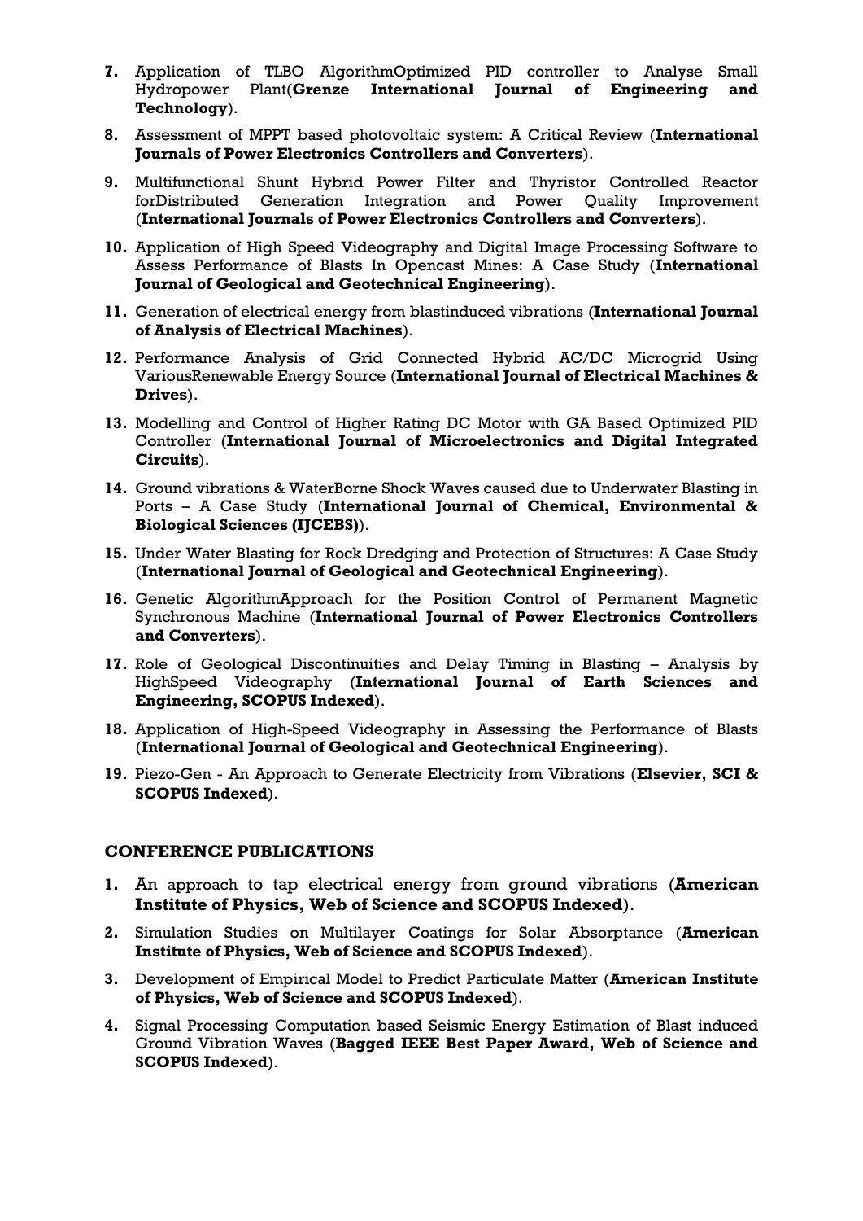7. Application of TLBO AlgorithmOptimized PID controller to Analyse Small Hydropower Plant(**Grenze International Journal of Engineering and Technology**).
8. Assessment of MPPT based photovoltaic system: A Critical Review (**International Journals of Power Electronics Controllers and Converters**).
9. Multifunctional Shunt Hybrid Power Filter and Thyristor Controlled Reactor forDistributed Generation Integration and Power Quality Improvement (**International Journals of Power Electronics Controllers and Converters**).
10. Application of High Speed Videography and Digital Image Processing Software to Assess Performance of Blasts In Opencast Mines: A Case Study (**International Journal of Geological and Geotechnical Engineering**).
11. Generation of electrical energy from blastinduced vibrations (**International Journal of Analysis of Electrical Machines**).
12. Performance Analysis of Grid Connected Hybrid AC/DC Microgrid Using VariousRenewable Energy Source (**International Journal of Electrical Machines & Drives**).
13. Modelling and Control of Higher Rating DC Motor with GA Based Optimized PID Controller (**International Journal of Microelectronics and Digital Integrated Circuits**).
14. Ground vibrations & WaterBorne Shock Waves caused due to Underwater Blasting in Ports – A Case Study (**International Journal of Chemical, Environmental & Biological Sciences (IJCEBS)**).
15. Under Water Blasting for Rock Dredging and Protection of Structures: A Case Study (**International Journal of Geological and Geotechnical Engineering**).
16. Genetic AlgorithmApproach for the Position Control of Permanent Magnetic Synchronous Machine (**International Journal of Power Electronics Controllers and Converters**).
17. Role of Geological Discontinuities and Delay Timing in Blasting – Analysis by HighSpeed Videography (**International Journal of Earth Sciences and Engineering, SCOPUS Indexed**).
18. Application of High-Speed Videography in Assessing the Performance of Blasts (**International Journal of Geological and Geotechnical Engineering**).
19. Piezo-Gen - An Approach to Generate Electricity from Vibrations (**Elsevier, SCI & SCOPUS Indexed**).

## CONFERENCE PUBLICATIONS

1. An approach to tap electrical energy from ground vibrations (**American Institute of Physics, Web of Science and SCOPUS Indexed**).
2. Simulation Studies on Multilayer Coatings for Solar Absorptance (**American Institute of Physics, Web of Science and SCOPUS Indexed**).
3. Development of Empirical Model to Predict Particulate Matter (**American Institute of Physics, Web of Science and SCOPUS Indexed**).
4. Signal Processing Computation based Seismic Energy Estimation of Blast induced Ground Vibration Waves (**Bagged IEEE Best Paper Award, Web of Science and SCOPUS Indexed**).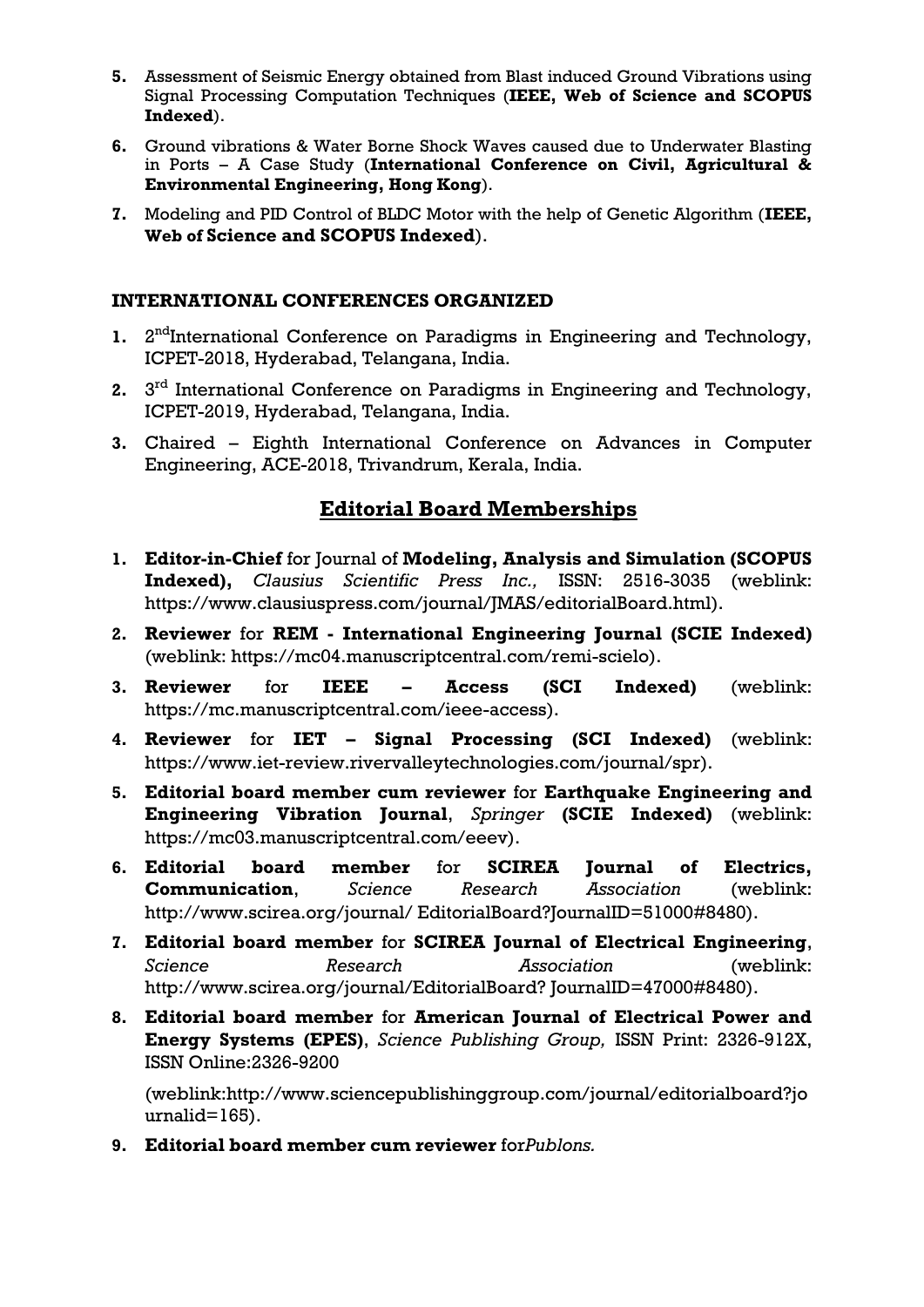5. Assessment of Seismic Energy obtained from Blast induced Ground Vibrations using Signal Processing Computation Techniques (**IEEE, Web of Science and SCOPUS Indexed**).
6. Ground vibrations & Water Borne Shock Waves caused due to Underwater Blasting in Ports – A Case Study (**International Conference on Civil, Agricultural & Environmental Engineering, Hong Kong**).
7. Modeling and PID Control of BLDC Motor with the help of Genetic Algorithm (**IEEE, Web of Science and SCOPUS Indexed**).

### INTERNATIONAL CONFERENCES ORGANIZED

1. 2[nd]International Conference on Paradigms in Engineering and Technology, ICPET-2018, Hyderabad, Telangana, India.
2. 3[rd] International Conference on Paradigms in Engineering and Technology, ICPET-2019, Hyderabad, Telangana, India.
3. Chaired – Eighth International Conference on Advances in Computer Engineering, ACE-2018, Trivandrum, Kerala, India.

## Editorial Board Memberships

1. **Editor-in-Chief** for Journal of **Modeling, Analysis and Simulation (SCOPUS Indexed),** *Clausius Scientific Press Inc.,* ISSN: 2516-3035 (weblink: https://www.clausiuspress.com/journal/JMAS/editorialBoard.html).
2. **Reviewer** for **REM - International Engineering Journal (SCIE Indexed)** (weblink: https://mc04.manuscriptcentral.com/remi-scielo).
3. **Reviewer** for **IEEE – Access (SCI Indexed)** (weblink: https://mc.manuscriptcentral.com/ieee-access).
4. **Reviewer** for **IET – Signal Processing (SCI Indexed)** (weblink: https://www.iet-review.rivervalleytechnologies.com/journal/spr).
5. **Editorial board member cum reviewer** for **Earthquake Engineering and Engineering Vibration Journal**, *Springer* **(SCIE Indexed)** (weblink: https://mc03.manuscriptcentral.com/eeev).
6. **Editorial board member** for **SCIREA Journal of Electrics, Communication**, *Science Research Association* (weblink: http://www.scirea.org/journal/ EditorialBoard?JournalID=51000#8480).
7. **Editorial board member** for **SCIREA Journal of Electrical Engineering**, *Science Research Association* (weblink: http://www.scirea.org/journal/EditorialBoard? JournalID=47000#8480).
8. **Editorial board member** for **American Journal of Electrical Power and Energy Systems (EPES)**, *Science Publishing Group,* ISSN Print: 2326-912X, ISSN Online:2326-9200

   (weblink:http://www.sciencepublishinggroup.com/journal/editorialboard?journalid=165).
9. **Editorial board member cum reviewer** for*Publons.*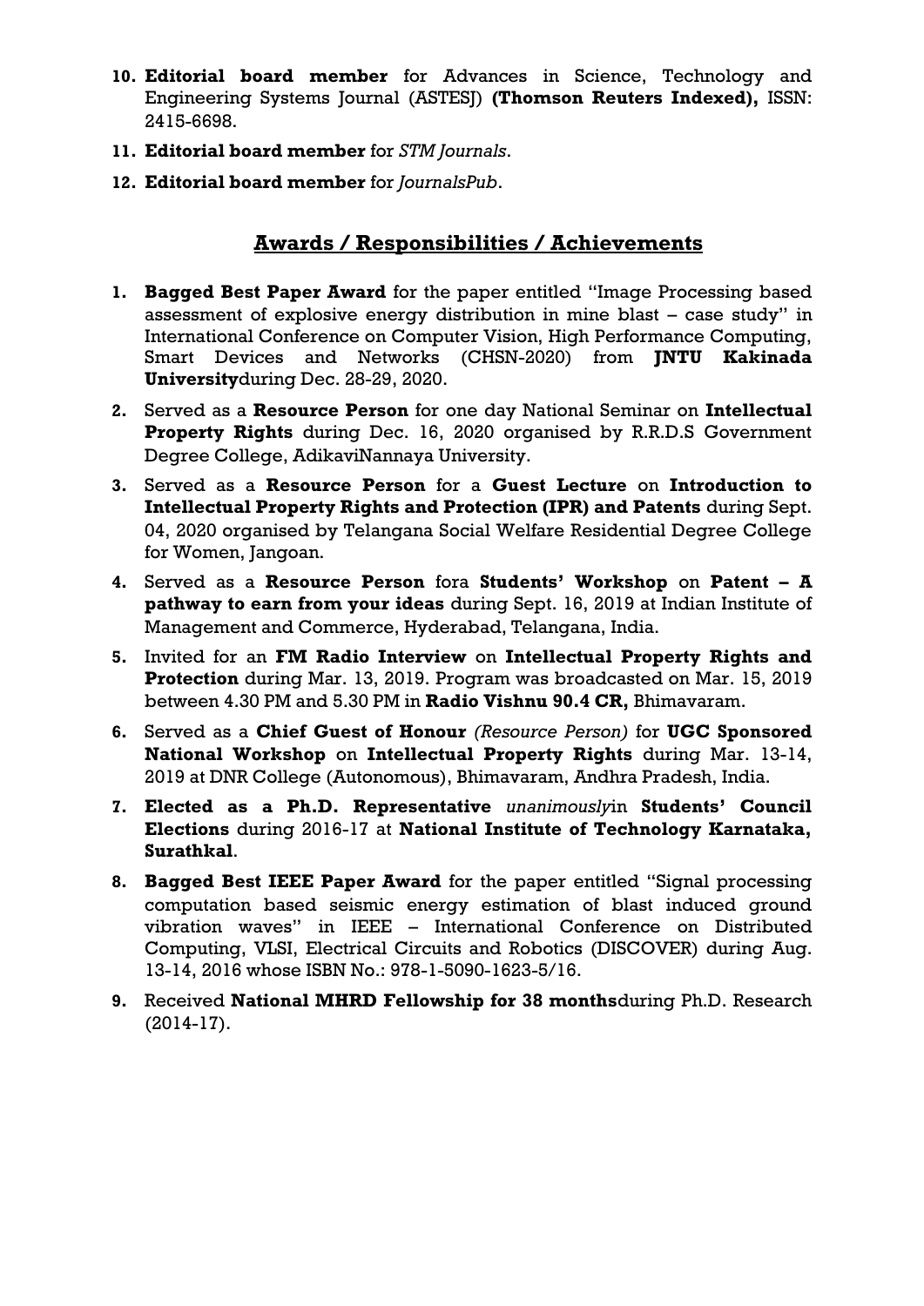10. **Editorial board member** for Advances in Science, Technology and Engineering Systems Journal (ASTESJ) **(Thomson Reuters Indexed),** ISSN: 2415-6698.
11. **Editorial board member** for *STM Journals*.
12. **Editorial board member** for *JournalsPub*.

## Awards / Responsibilities / Achievements

1. **Bagged Best Paper Award** for the paper entitled "Image Processing based assessment of explosive energy distribution in mine blast – case study" in International Conference on Computer Vision, High Performance Computing, Smart Devices and Networks (CHSN-2020) from **JNTU Kakinada University**during Dec. 28-29, 2020.
2. Served as a **Resource Person** for one day National Seminar on **Intellectual Property Rights** during Dec. 16, 2020 organised by R.R.D.S Government Degree College, AdikaviNannaya University.
3. Served as a **Resource Person** for a **Guest Lecture** on **Introduction to Intellectual Property Rights and Protection (IPR) and Patents** during Sept. 04, 2020 organised by Telangana Social Welfare Residential Degree College for Women, Jangoan.
4. Served as a **Resource Person** fora **Students' Workshop** on **Patent – A pathway to earn from your ideas** during Sept. 16, 2019 at Indian Institute of Management and Commerce, Hyderabad, Telangana, India.
5. Invited for an **FM Radio Interview** on **Intellectual Property Rights and Protection** during Mar. 13, 2019. Program was broadcasted on Mar. 15, 2019 between 4.30 PM and 5.30 PM in **Radio Vishnu 90.4 CR,** Bhimavaram.
6. Served as a **Chief Guest of Honour** *(Resource Person)* for **UGC Sponsored National Workshop** on **Intellectual Property Rights** during Mar. 13-14, 2019 at DNR College (Autonomous), Bhimavaram, Andhra Pradesh, India.
7. **Elected as a Ph.D. Representative** *unanimously*in **Students' Council Elections** during 2016-17 at **National Institute of Technology Karnataka, Surathkal**.
8. **Bagged Best IEEE Paper Award** for the paper entitled "Signal processing computation based seismic energy estimation of blast induced ground vibration waves" in IEEE – International Conference on Distributed Computing, VLSI, Electrical Circuits and Robotics (DISCOVER) during Aug. 13-14, 2016 whose ISBN No.: 978-1-5090-1623-5/16.
9. Received **National MHRD Fellowship for 38 months**during Ph.D. Research (2014-17).